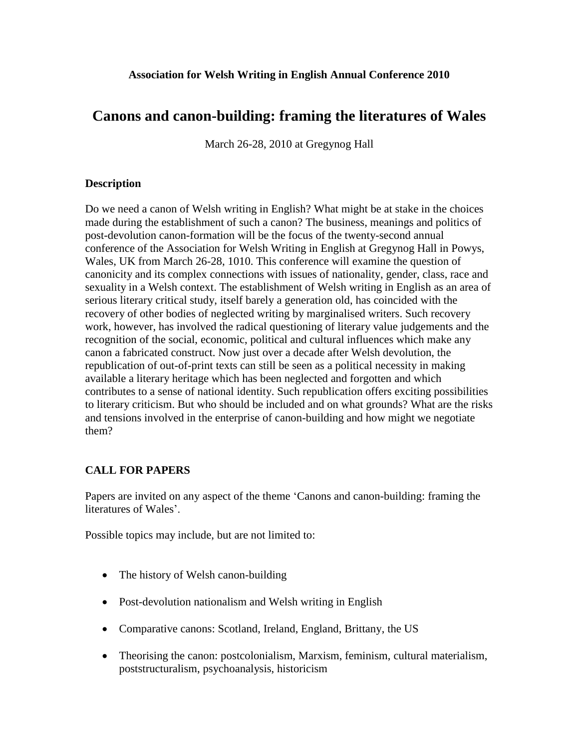**Association for Welsh Writing in English Annual Conference 2010**

# Canons and canon-building: framing the literatures of Wales

March 26-28, 2010 at Gregynog Hall

### Description

Do we need a canon of Welsh writing in English? What might be at stake in the choices made during the establishment of such a canon? The business, meanings and politics of post-devolution canon-formation will be the focus of the twenty-second annual conference of the Association for Welsh Writing in English at Gregynog Hall in Powys, Wales, UK from March 26-28, 1010. This conference will examine the question of canonicity and its complex connections with issues of nationality, gender, class, race and sexuality in a Welsh context. The establishment of Welsh writing in English as an area of serious literary critical study, itself barely a generation old, has coincided with the recovery of other bodies of neglected writing by marginalised writers. Such recovery work, however, has involved the radical questioning of literary value judgements and the recognition of the social, economic, political and cultural influences which make any canon a fabricated construct. Now just over a decade after Welsh devolution, the republication of out-of-print texts can still be seen as a political necessity in making available a literary heritage which has been neglected and forgotten and which contributes to a sense of national identity. Such republication offers exciting possibilities to literary criticism. But who should be included and on what grounds? What are the risks and tensions involved in the enterprise of canon-building and how might we negotiate them?

### CALL FOR PAPERS

Papers are invited on any aspect of the theme 'Canons and canon-building: framing the literatures of Wales'.

Possible topics may include, but are not limited to:

- The history of Welsh canon-building
- Post-devolution nationalism and Welsh writing in English
- Comparative canons: Scotland, Ireland, England, Brittany, the US
- Theorising the canon: postcolonialism, Marxism, feminism, cultural materialism, poststructuralism, psychoanalysis, historicism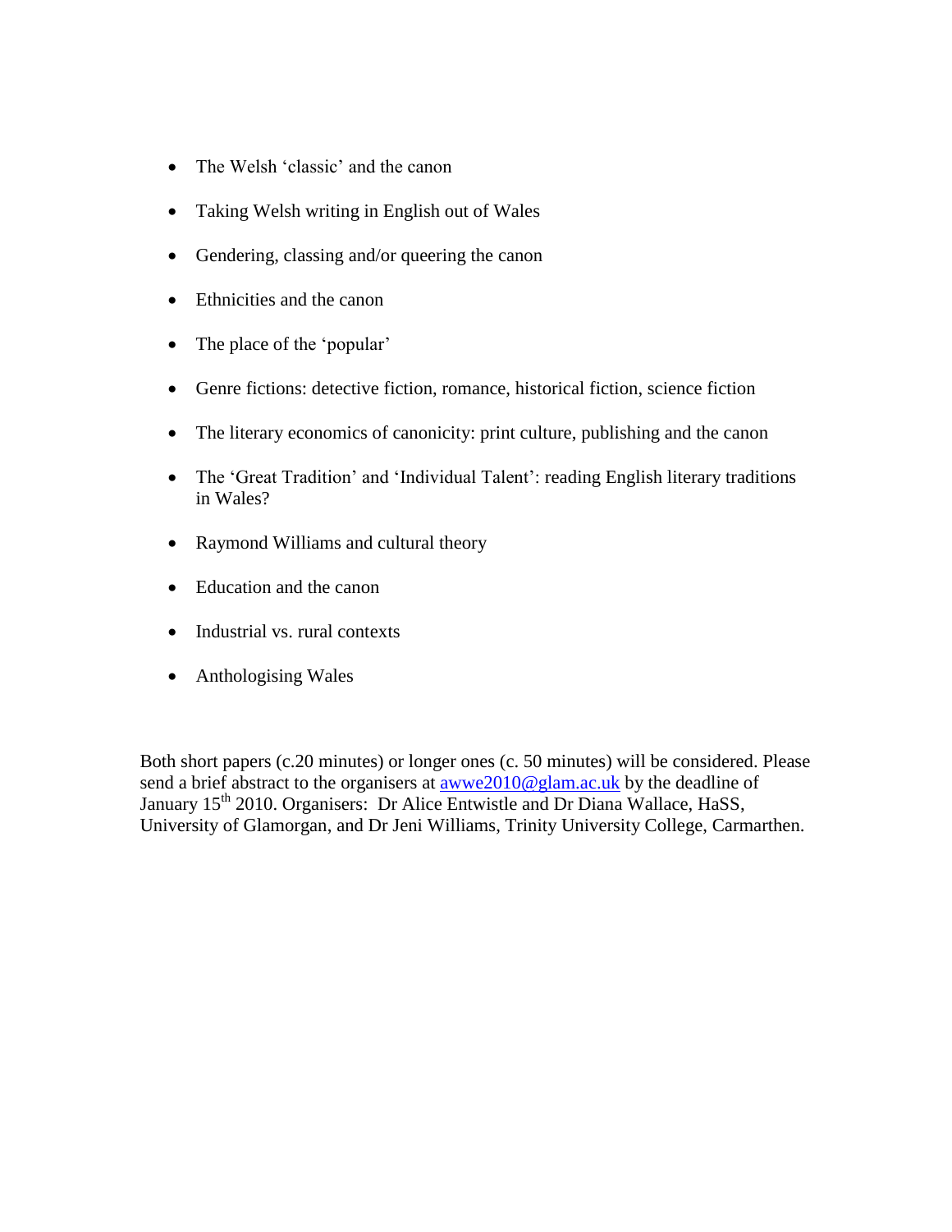- The Welsh 'classic' and the canon
- Taking Welsh writing in English out of Wales
- Gendering, classing and/or queering the canon
- Ethnicities and the canon
- The place of the 'popular'
- Genre fictions: detective fiction, romance, historical fiction, science fiction
- The literary economics of canonicity: print culture, publishing and the canon
- The 'Great Tradition' and 'Individual Talent': reading English literary traditions in Wales?
- Raymond Williams and cultural theory
- Education and the canon
- Industrial vs. rural contexts
- Anthologising Wales

Both short papers (c.20 minutes) or longer ones (c. 50 minutes) will be considered. Please send a brief abstract to the organisers at awwe2010@glam.ac.uk by the deadline of January 15th 2010. Organisers: Dr Alice Entwistle and Dr Diana Wallace, HaSS, University of Glamorgan, and Dr Jeni Williams, Trinity University College, Carmarthen.